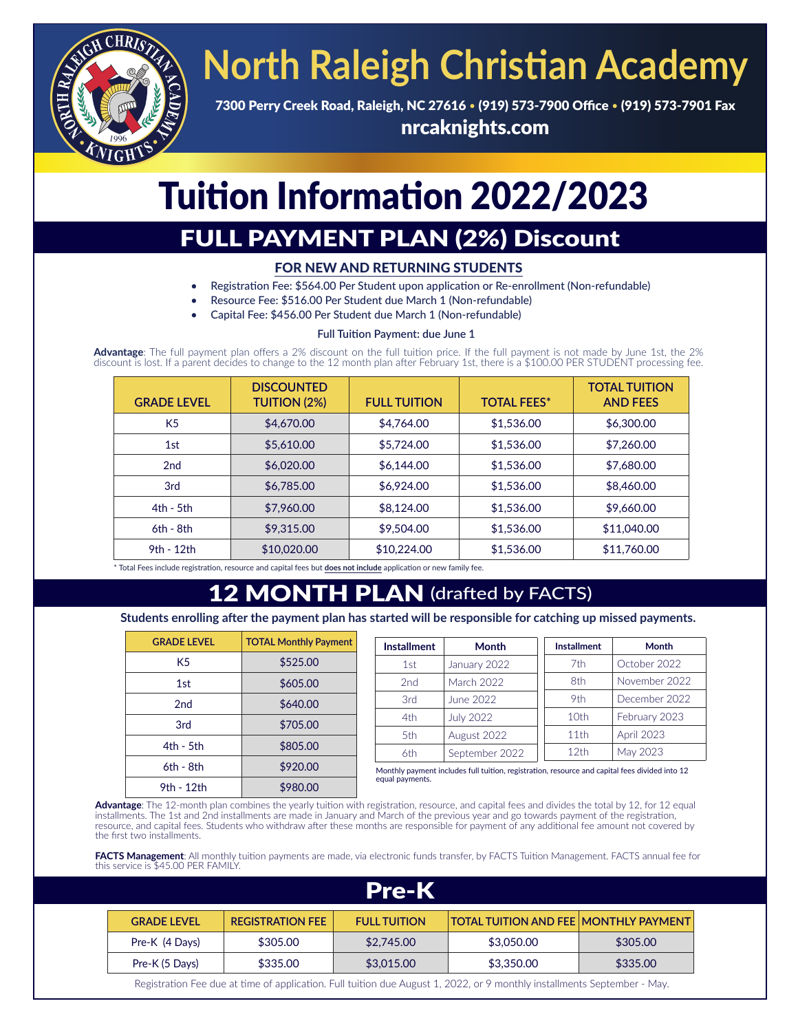# North Raleigh Christian Academy

7300 Perry Creek Road, Raleigh, NC 27616 • (919) 573-7900 Office • (919) 573-7901 Fax

nrcaknights.com

# Tuition Information 2022/2023

## FULL PAYMENT PLAN (2%) Discount

### FOR NEW AND RETURNING STUDENTS

- Registration Fee: $564.00 Per Student upon application or Re-enrollment (Non-refundable)
- Resource Fee: $516.00 Per Student due March 1 (Non-refundable)
- Capital Fee: $456.00 Per Student due March 1 (Non-refundable)

Full Tuition Payment: due June 1

**Advantage**: The full payment plan offers a 2% discount on the full tuition price. If the full payment is not made by June 1st, the 2% discount is lost. If a parent decides to change to the 12 month plan after February 1st, there is a $100.00 PER STUDENT processing fee.

| GRADE LEVEL | DISCOUNTED TUITION (2%) | FULL TUITION | TOTAL FEES* | TOTAL TUITION AND FEES |
|---|---|---|---|---|
| K5 | $4,670.00 | $4,764.00 | $1,536.00 | $6,300.00 |
| 1st | $5,610.00 | $5,724.00 | $1,536.00 | $7,260.00 |
| 2nd | $6,020.00 | $6,144.00 | $1,536.00 | $7,680.00 |
| 3rd | $6,785.00 | $6,924.00 | $1,536.00 | $8,460.00 |
| 4th - 5th | $7,960.00 | $8,124.00 | $1,536.00 | $9,660.00 |
| 6th - 8th | $9,315.00 | $9,504.00 | $1,536.00 | $11,040.00 |
| 9th - 12th | $10,020.00 | $10,224.00 | $1,536.00 | $11,760.00 |

* Total Fees include registration, resource and capital fees but **does not include** application or new family fee.

## 12 MONTH PLAN (drafted by FACTS)

**Students enrolling after the payment plan has started will be responsible for catching up missed payments.**

| GRADE LEVEL | TOTAL Monthly Payment |
|---|---|
| K5 | $525.00 |
| 1st | $605.00 |
| 2nd | $640.00 |
| 3rd | $705.00 |
| 4th - 5th | $805.00 |
| 6th - 8th | $920.00 |
| 9th - 12th | $980.00 |

| Installment | Month |
|---|---|
| 1st | January 2022 |
| 2nd | March 2022 |
| 3rd | June 2022 |
| 4th | July 2022 |
| 5th | August 2022 |
| 6th | September 2022 |
| 7th | October 2022 |
| 8th | November 2022 |
| 9th | December 2022 |
| 10th | February 2023 |
| 11th | April 2023 |
| 12th | May 2023 |

Monthly payment includes full tuition, registration, resource and capital fees divided into 12 equal payments.

**Advantage**: The 12-month plan combines the yearly tuition with registration, resource, and capital fees and divides the total by 12, for 12 equal installments. The 1st and 2nd installments are made in January and March of the previous year and go towards payment of the registration, resource, and capital fees. Students who withdraw after these months are responsible for payment of any additional fee amount not covered by the first two installments.

**FACTS Management**: All monthly tuition payments are made, via electronic funds transfer, by FACTS Tuition Management. FACTS annual fee for this service is $45.00 PER FAMILY.

## Pre-K

| GRADE LEVEL | REGISTRATION FEE | FULL TUITION | TOTAL TUITION AND FEE | MONTHLY PAYMENT |
|---|---|---|---|---|
| Pre-K (4 Days) | $305.00 | $2,745.00 | $3,050.00 | $305.00 |
| Pre-K (5 Days) | $335.00 | $3,015.00 | $3,350.00 | $335.00 |

Registration Fee due at time of application. Full tuition due August 1, 2022, or 9 monthly installments September - May.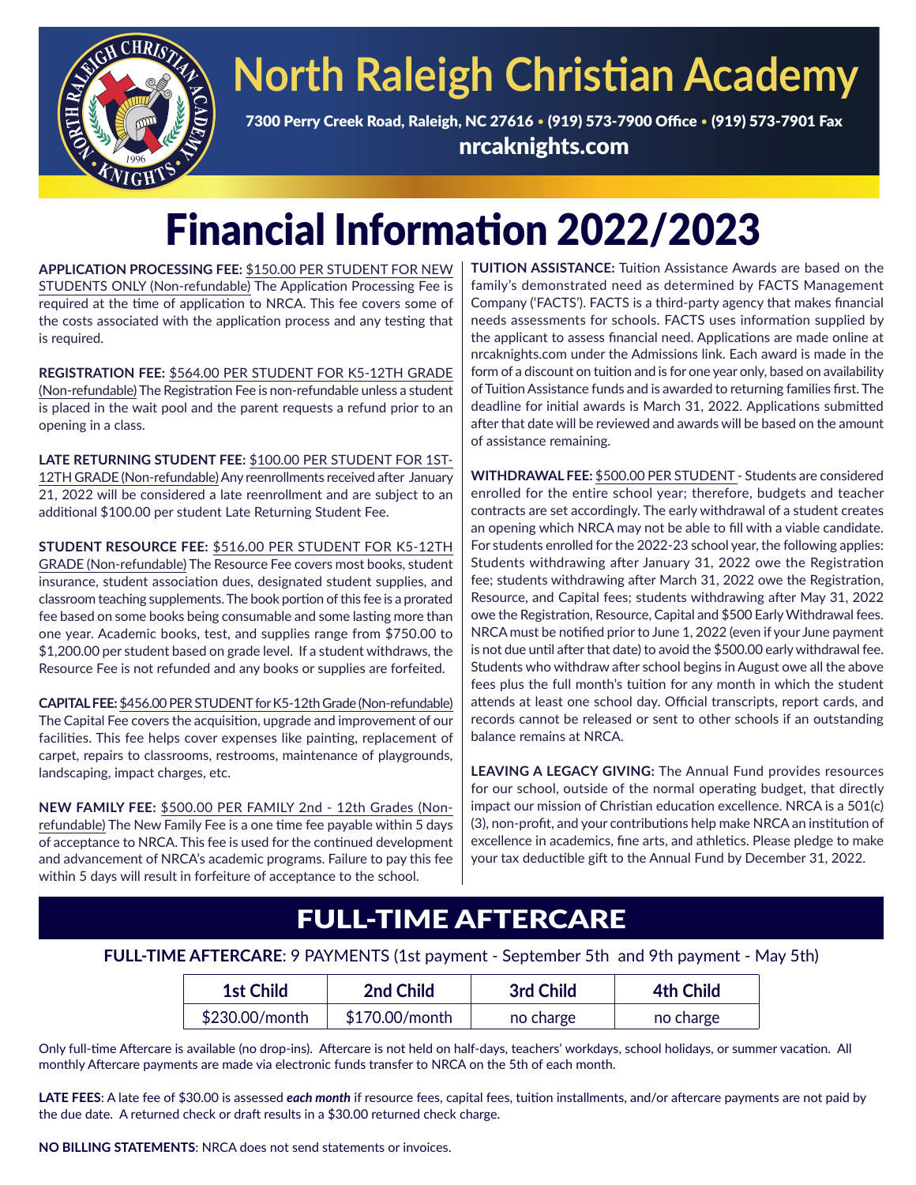# North Raleigh Christian Academy

7300 Perry Creek Road, Raleigh, NC 27616 • (919) 573-7900 Office • (919) 573-7901 Fax

nrcaknights.com

# Financial Information 2022/2023

**APPLICATION PROCESSING FEE:** $150.00 PER STUDENT FOR NEW STUDENTS ONLY (Non-refundable) The Application Processing Fee is required at the time of application to NRCA. This fee covers some of the costs associated with the application process and any testing that is required.

**REGISTRATION FEE:** $564.00 PER STUDENT FOR K5-12TH GRADE (Non-refundable) The Registration Fee is non-refundable unless a student is placed in the wait pool and the parent requests a refund prior to an opening in a class.

**LATE RETURNING STUDENT FEE:** $100.00 PER STUDENT FOR 1ST-12TH GRADE (Non-refundable) Any reenrollments received after January 21, 2022 will be considered a late reenrollment and are subject to an additional $100.00 per student Late Returning Student Fee.

**STUDENT RESOURCE FEE:** $516.00 PER STUDENT FOR K5-12TH GRADE (Non-refundable) The Resource Fee covers most books, student insurance, student association dues, designated student supplies, and classroom teaching supplements. The book portion of this fee is a prorated fee based on some books being consumable and some lasting more than one year. Academic books, test, and supplies range from $750.00 to $1,200.00 per student based on grade level. If a student withdraws, the Resource Fee is not refunded and any books or supplies are forfeited.

**CAPITAL FEE:** $456.00 PER STUDENT for K5-12th Grade (Non-refundable) The Capital Fee covers the acquisition, upgrade and improvement of our facilities. This fee helps cover expenses like painting, replacement of carpet, repairs to classrooms, restrooms, maintenance of playgrounds, landscaping, impact charges, etc.

**NEW FAMILY FEE:** $500.00 PER FAMILY 2nd - 12th Grades (Non-refundable) The New Family Fee is a one time fee payable within 5 days of acceptance to NRCA. This fee is used for the continued development and advancement of NRCA's academic programs. Failure to pay this fee within 5 days will result in forfeiture of acceptance to the school.

**TUITION ASSISTANCE:** Tuition Assistance Awards are based on the family's demonstrated need as determined by FACTS Management Company ('FACTS'). FACTS is a third-party agency that makes financial needs assessments for schools. FACTS uses information supplied by the applicant to assess financial need. Applications are made online at nrcaknights.com under the Admissions link. Each award is made in the form of a discount on tuition and is for one year only, based on availability of Tuition Assistance funds and is awarded to returning families first. The deadline for initial awards is March 31, 2022. Applications submitted after that date will be reviewed and awards will be based on the amount of assistance remaining.

**WITHDRAWAL FEE:** $500.00 PER STUDENT - Students are considered enrolled for the entire school year; therefore, budgets and teacher contracts are set accordingly. The early withdrawal of a student creates an opening which NRCA may not be able to fill with a viable candidate. For students enrolled for the 2022-23 school year, the following applies: Students withdrawing after January 31, 2022 owe the Registration fee; students withdrawing after March 31, 2022 owe the Registration, Resource, and Capital fees; students withdrawing after May 31, 2022 owe the Registration, Resource, Capital and $500 Early Withdrawal fees. NRCA must be notified prior to June 1, 2022 (even if your June payment is not due until after that date) to avoid the $500.00 early withdrawal fee. Students who withdraw after school begins in August owe all the above fees plus the full month's tuition for any month in which the student attends at least one school day. Official transcripts, report cards, and records cannot be released or sent to other schools if an outstanding balance remains at NRCA.

**LEAVING A LEGACY GIVING:** The Annual Fund provides resources for our school, outside of the normal operating budget, that directly impact our mission of Christian education excellence. NRCA is a 501(c)(3), non-profit, and your contributions help make NRCA an institution of excellence in academics, fine arts, and athletics. Please pledge to make your tax deductible gift to the Annual Fund by December 31, 2022.

## FULL-TIME AFTERCARE

**FULL-TIME AFTERCARE**: 9 PAYMENTS (1st payment - September 5th and 9th payment - May 5th)

| 1st Child | 2nd Child | 3rd Child | 4th Child |
|---|---|---|---|
| $230.00/month | $170.00/month | no charge | no charge |

Only full-time Aftercare is available (no drop-ins). Aftercare is not held on half-days, teachers' workdays, school holidays, or summer vacation. All monthly Aftercare payments are made via electronic funds transfer to NRCA on the 5th of each month.

**LATE FEES**: A late fee of $30.00 is assessed ***each month*** if resource fees, capital fees, tuition installments, and/or aftercare payments are not paid by the due date. A returned check or draft results in a $30.00 returned check charge.

**NO BILLING STATEMENTS**: NRCA does not send statements or invoices.